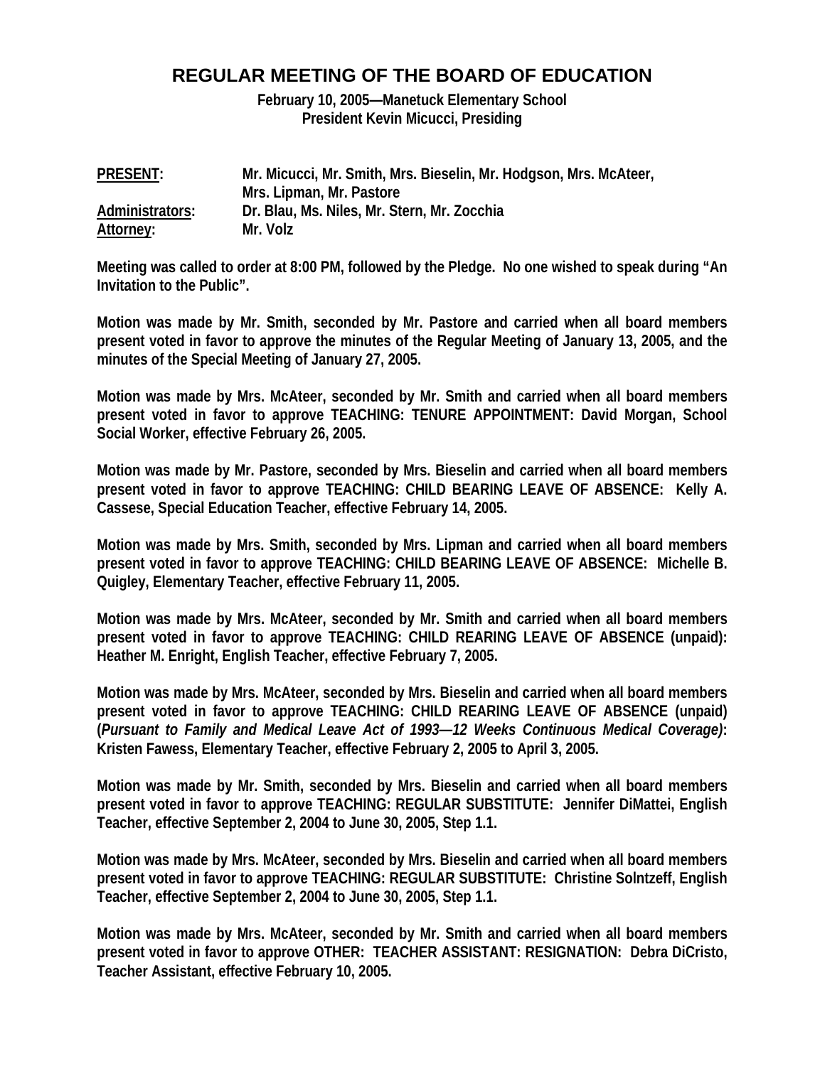# REGULAR MEETING OF THE BOARD OF EDUCATION

**February 10, 2005—Manetuck Elementary School**
**President Kevin Micucci, Presiding**

| | |
|---|---|
| **PRESENT:** | **Mr. Micucci, Mr. Smith, Mrs. Bieselin, Mr. Hodgson, Mrs. McAteer, Mrs. Lipman, Mr. Pastore** |
| **Administrators:** | **Dr. Blau, Ms. Niles, Mr. Stern, Mr. Zocchia** |
| **Attorney:** | **Mr. Volz** |

**Meeting was called to order at 8:00 PM, followed by the Pledge. No one wished to speak during "An Invitation to the Public".**

**Motion was made by Mr. Smith, seconded by Mr. Pastore and carried when all board members present voted in favor to approve the minutes of the Regular Meeting of January 13, 2005, and the minutes of the Special Meeting of January 27, 2005.**

**Motion was made by Mrs. McAteer, seconded by Mr. Smith and carried when all board members present voted in favor to approve TEACHING: TENURE APPOINTMENT: David Morgan, School Social Worker, effective February 26, 2005.**

**Motion was made by Mr. Pastore, seconded by Mrs. Bieselin and carried when all board members present voted in favor to approve TEACHING: CHILD BEARING LEAVE OF ABSENCE: Kelly A. Cassese, Special Education Teacher, effective February 14, 2005.**

**Motion was made by Mrs. Smith, seconded by Mrs. Lipman and carried when all board members present voted in favor to approve TEACHING: CHILD BEARING LEAVE OF ABSENCE: Michelle B. Quigley, Elementary Teacher, effective February 11, 2005.**

**Motion was made by Mrs. McAteer, seconded by Mr. Smith and carried when all board members present voted in favor to approve TEACHING: CHILD REARING LEAVE OF ABSENCE (unpaid): Heather M. Enright, English Teacher, effective February 7, 2005.**

**Motion was made by Mrs. McAteer, seconded by Mrs. Bieselin and carried when all board members present voted in favor to approve TEACHING: CHILD REARING LEAVE OF ABSENCE (unpaid) (*Pursuant to Family and Medical Leave Act of 1993—12 Weeks Continuous Medical Coverage)*: Kristen Fawess, Elementary Teacher, effective February 2, 2005 to April 3, 2005.**

**Motion was made by Mr. Smith, seconded by Mrs. Bieselin and carried when all board members present voted in favor to approve TEACHING: REGULAR SUBSTITUTE: Jennifer DiMattei, English Teacher, effective September 2, 2004 to June 30, 2005, Step 1.1.**

**Motion was made by Mrs. McAteer, seconded by Mrs. Bieselin and carried when all board members present voted in favor to approve TEACHING: REGULAR SUBSTITUTE: Christine Solntzeff, English Teacher, effective September 2, 2004 to June 30, 2005, Step 1.1.**

**Motion was made by Mrs. McAteer, seconded by Mr. Smith and carried when all board members present voted in favor to approve OTHER: TEACHER ASSISTANT: RESIGNATION: Debra DiCristo, Teacher Assistant, effective February 10, 2005.**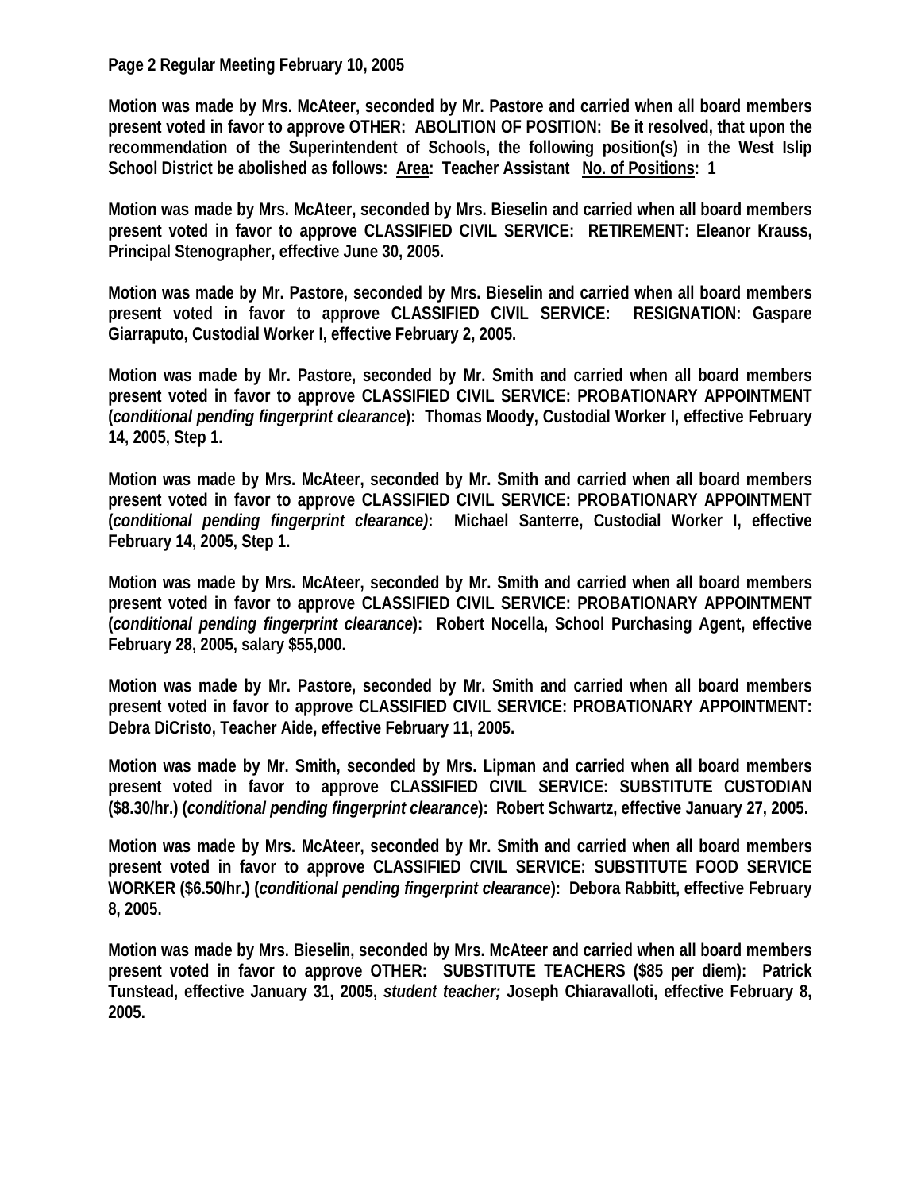**Page 2 Regular Meeting February 10, 2005**

**Motion was made by Mrs. McAteer, seconded by Mr. Pastore and carried when all board members present voted in favor to approve OTHER: ABOLITION OF POSITION: Be it resolved, that upon the recommendation of the Superintendent of Schools, the following position(s) in the West Islip School District be abolished as follows: Area: Teacher Assistant No. of Positions: 1**

**Motion was made by Mrs. McAteer, seconded by Mrs. Bieselin and carried when all board members present voted in favor to approve CLASSIFIED CIVIL SERVICE: RETIREMENT: Eleanor Krauss, Principal Stenographer, effective June 30, 2005.**

**Motion was made by Mr. Pastore, seconded by Mrs. Bieselin and carried when all board members present voted in favor to approve CLASSIFIED CIVIL SERVICE: RESIGNATION: Gaspare Giarraputo, Custodial Worker I, effective February 2, 2005.**

**Motion was made by Mr. Pastore, seconded by Mr. Smith and carried when all board members present voted in favor to approve CLASSIFIED CIVIL SERVICE: PROBATIONARY APPOINTMENT (*conditional pending fingerprint clearance*): Thomas Moody, Custodial Worker I, effective February 14, 2005, Step 1.**

**Motion was made by Mrs. McAteer, seconded by Mr. Smith and carried when all board members present voted in favor to approve CLASSIFIED CIVIL SERVICE: PROBATIONARY APPOINTMENT (*conditional pending fingerprint clearance)*: Michael Santerre, Custodial Worker I, effective February 14, 2005, Step 1.**

**Motion was made by Mrs. McAteer, seconded by Mr. Smith and carried when all board members present voted in favor to approve CLASSIFIED CIVIL SERVICE: PROBATIONARY APPOINTMENT (*conditional pending fingerprint clearance*): Robert Nocella, School Purchasing Agent, effective February 28, 2005, salary $55,000.**

**Motion was made by Mr. Pastore, seconded by Mr. Smith and carried when all board members present voted in favor to approve CLASSIFIED CIVIL SERVICE: PROBATIONARY APPOINTMENT: Debra DiCristo, Teacher Aide, effective February 11, 2005.**

**Motion was made by Mr. Smith, seconded by Mrs. Lipman and carried when all board members present voted in favor to approve CLASSIFIED CIVIL SERVICE: SUBSTITUTE CUSTODIAN ($8.30/hr.) (*conditional pending fingerprint clearance*): Robert Schwartz, effective January 27, 2005.**

**Motion was made by Mrs. McAteer, seconded by Mr. Smith and carried when all board members present voted in favor to approve CLASSIFIED CIVIL SERVICE: SUBSTITUTE FOOD SERVICE WORKER ($6.50/hr.) (*conditional pending fingerprint clearance*): Debora Rabbitt, effective February 8, 2005.**

**Motion was made by Mrs. Bieselin, seconded by Mrs. McAteer and carried when all board members present voted in favor to approve OTHER: SUBSTITUTE TEACHERS ($85 per diem): Patrick Tunstead, effective January 31, 2005, *student teacher;* Joseph Chiaravalloti, effective February 8, 2005.**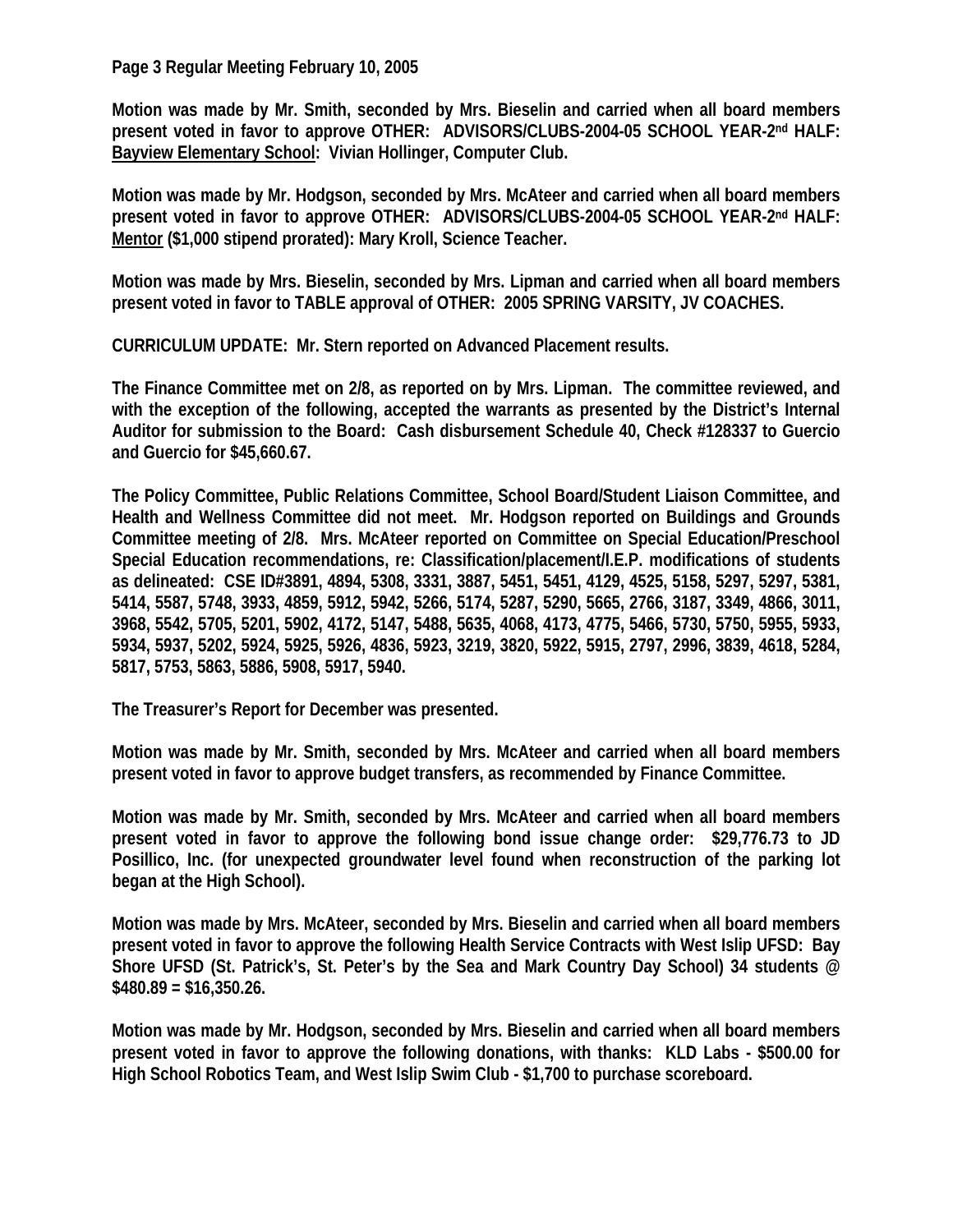**Page 3 Regular Meeting February 10, 2005**

**Motion was made by Mr. Smith, seconded by Mrs. Bieselin and carried when all board members present voted in favor to approve OTHER: ADVISORS/CLUBS-2004-05 SCHOOL YEAR-2nd HALF: Bayview Elementary School: Vivian Hollinger, Computer Club.**

**Motion was made by Mr. Hodgson, seconded by Mrs. McAteer and carried when all board members present voted in favor to approve OTHER: ADVISORS/CLUBS-2004-05 SCHOOL YEAR-2nd HALF: Mentor ($1,000 stipend prorated): Mary Kroll, Science Teacher.**

**Motion was made by Mrs. Bieselin, seconded by Mrs. Lipman and carried when all board members present voted in favor to TABLE approval of OTHER: 2005 SPRING VARSITY, JV COACHES.**

**CURRICULUM UPDATE: Mr. Stern reported on Advanced Placement results.**

**The Finance Committee met on 2/8, as reported on by Mrs. Lipman. The committee reviewed, and with the exception of the following, accepted the warrants as presented by the District's Internal Auditor for submission to the Board: Cash disbursement Schedule 40, Check #128337 to Guercio and Guercio for $45,660.67.**

**The Policy Committee, Public Relations Committee, School Board/Student Liaison Committee, and Health and Wellness Committee did not meet. Mr. Hodgson reported on Buildings and Grounds Committee meeting of 2/8. Mrs. McAteer reported on Committee on Special Education/Preschool Special Education recommendations, re: Classification/placement/I.E.P. modifications of students as delineated: CSE ID#3891, 4894, 5308, 3331, 3887, 5451, 5451, 4129, 4525, 5158, 5297, 5297, 5381, 5414, 5587, 5748, 3933, 4859, 5912, 5942, 5266, 5174, 5287, 5290, 5665, 2766, 3187, 3349, 4866, 3011, 3968, 5542, 5705, 5201, 5902, 4172, 5147, 5488, 5635, 4068, 4173, 4775, 5466, 5730, 5750, 5955, 5933, 5934, 5937, 5202, 5924, 5925, 5926, 4836, 5923, 3219, 3820, 5922, 5915, 2797, 2996, 3839, 4618, 5284, 5817, 5753, 5863, 5886, 5908, 5917, 5940.**

**The Treasurer's Report for December was presented.**

**Motion was made by Mr. Smith, seconded by Mrs. McAteer and carried when all board members present voted in favor to approve budget transfers, as recommended by Finance Committee.**

**Motion was made by Mr. Smith, seconded by Mrs. McAteer and carried when all board members present voted in favor to approve the following bond issue change order: $29,776.73 to JD Posillico, Inc. (for unexpected groundwater level found when reconstruction of the parking lot began at the High School).**

**Motion was made by Mrs. McAteer, seconded by Mrs. Bieselin and carried when all board members present voted in favor to approve the following Health Service Contracts with West Islip UFSD: Bay Shore UFSD (St. Patrick's, St. Peter's by the Sea and Mark Country Day School) 34 students @ $480.89 = $16,350.26.**

**Motion was made by Mr. Hodgson, seconded by Mrs. Bieselin and carried when all board members present voted in favor to approve the following donations, with thanks: KLD Labs - $500.00 for High School Robotics Team, and West Islip Swim Club - $1,700 to purchase scoreboard.**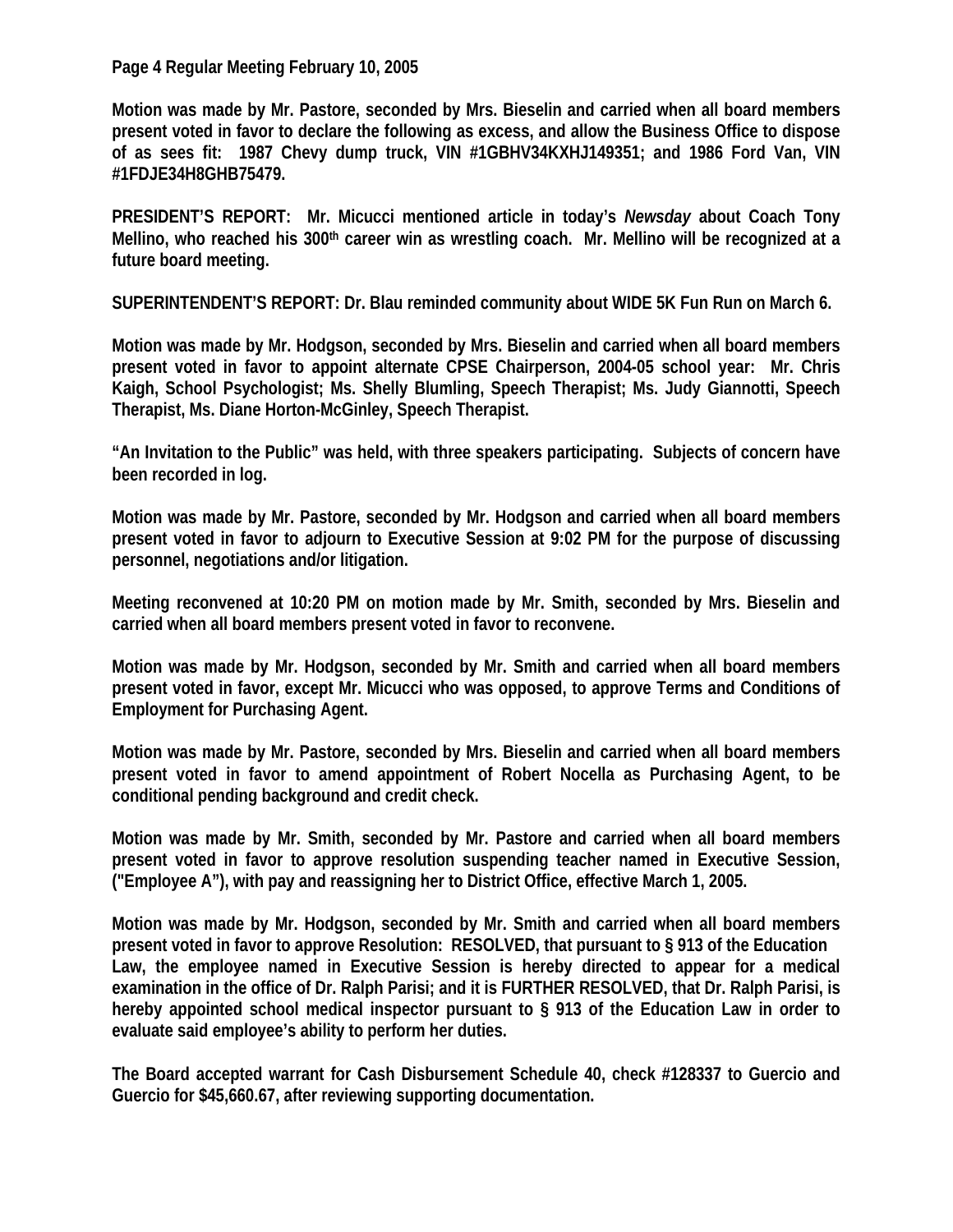**Page 4 Regular Meeting February 10, 2005**

**Motion was made by Mr. Pastore, seconded by Mrs. Bieselin and carried when all board members present voted in favor to declare the following as excess, and allow the Business Office to dispose of as sees fit: 1987 Chevy dump truck, VIN #1GBHV34KXHJ149351; and 1986 Ford Van, VIN #1FDJE34H8GHB75479.**

**PRESIDENT'S REPORT: Mr. Micucci mentioned article in today's *Newsday* about Coach Tony Mellino, who reached his 300th career win as wrestling coach. Mr. Mellino will be recognized at a future board meeting.**

**SUPERINTENDENT'S REPORT: Dr. Blau reminded community about WIDE 5K Fun Run on March 6.**

**Motion was made by Mr. Hodgson, seconded by Mrs. Bieselin and carried when all board members present voted in favor to appoint alternate CPSE Chairperson, 2004-05 school year: Mr. Chris Kaigh, School Psychologist; Ms. Shelly Blumling, Speech Therapist; Ms. Judy Giannotti, Speech Therapist, Ms. Diane Horton-McGinley, Speech Therapist.**

**"An Invitation to the Public" was held, with three speakers participating. Subjects of concern have been recorded in log.**

**Motion was made by Mr. Pastore, seconded by Mr. Hodgson and carried when all board members present voted in favor to adjourn to Executive Session at 9:02 PM for the purpose of discussing personnel, negotiations and/or litigation.**

**Meeting reconvened at 10:20 PM on motion made by Mr. Smith, seconded by Mrs. Bieselin and carried when all board members present voted in favor to reconvene.**

**Motion was made by Mr. Hodgson, seconded by Mr. Smith and carried when all board members present voted in favor, except Mr. Micucci who was opposed, to approve Terms and Conditions of Employment for Purchasing Agent.**

**Motion was made by Mr. Pastore, seconded by Mrs. Bieselin and carried when all board members present voted in favor to amend appointment of Robert Nocella as Purchasing Agent, to be conditional pending background and credit check.**

**Motion was made by Mr. Smith, seconded by Mr. Pastore and carried when all board members present voted in favor to approve resolution suspending teacher named in Executive Session, ("Employee A"), with pay and reassigning her to District Office, effective March 1, 2005.**

**Motion was made by Mr. Hodgson, seconded by Mr. Smith and carried when all board members present voted in favor to approve Resolution: RESOLVED, that pursuant to § 913 of the Education Law, the employee named in Executive Session is hereby directed to appear for a medical examination in the office of Dr. Ralph Parisi; and it is FURTHER RESOLVED, that Dr. Ralph Parisi, is hereby appointed school medical inspector pursuant to § 913 of the Education Law in order to evaluate said employee's ability to perform her duties.**

**The Board accepted warrant for Cash Disbursement Schedule 40, check #128337 to Guercio and Guercio for $45,660.67, after reviewing supporting documentation.**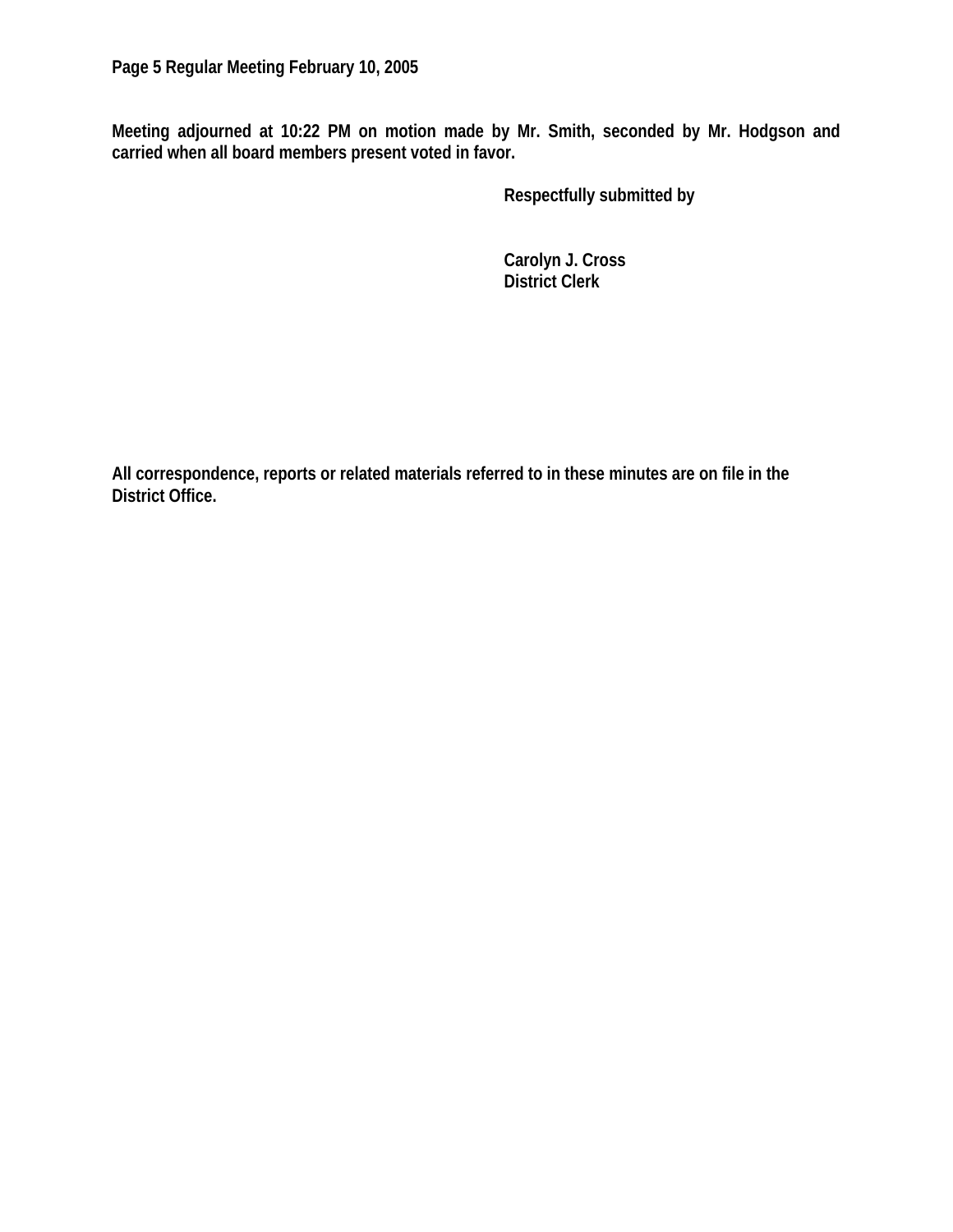Meeting adjourned at 10:22 PM on motion made by Mr. Smith, seconded by Mr. Hodgson and carried when all board members present voted in favor.

Respectfully submitted by

Carolyn J. Cross
District Clerk

All correspondence, reports or related materials referred to in these minutes are on file in the District Office.